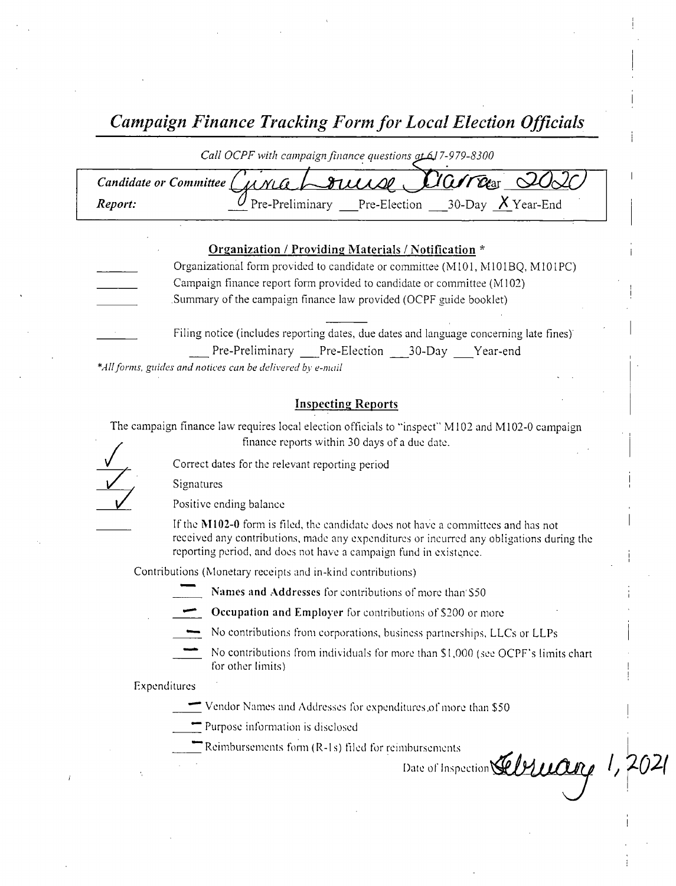# *Campaign Finance Tracking Form for Local Election Officials*

*Call OCPF with campaign finance questions at 617-979-8300*

| | |
|---|---|
| *Candidate or Committee* Gina Louise Starr | Year 2020 |
| *Report:* | ✓ Pre-Preliminary ___Pre-Election ___30-Day X Year-End |

## Organization / Providing Materials / Notification *

_______ Organizational form provided to candidate or committee (M101, M101BQ, M101PC)

_______ Campaign finance report form provided to candidate or committee (M102)

_______ Summary of the campaign finance law provided (OCPF guide booklet)

_______ Filing notice (includes reporting dates, due dates and language concerning late fines)
___ Pre-Preliminary ___Pre-Election ___30-Day ___Year-end

*All forms, guides and notices can be delivered by e-mail*

## Inspecting Reports

The campaign finance law requires local election officials to "inspect" M102 and M102-0 campaign finance reports within 30 days of a due date.

✓ Correct dates for the relevant reporting period

✓ Signatures

✓ Positive ending balance

_______ If the **M102-0** form is filed, the candidate does not have a committees and has not received any contributions, made any expenditures or incurred any obligations during the reporting period, and does not have a campaign fund in existence.

Contributions (Monetary receipts and in-kind contributions)

— **Names and Addresses** for contributions of more than $50

— **Occupation and Employer** for contributions of $200 or more

— No contributions from corporations, business partnerships, LLCs or LLPs

— No contributions from individuals for more than $1,000 (see OCPF's limits chart for other limits)

Expenditures

— Vendor Names and Addresses for expenditures of more than $50

— Purpose information is disclosed

— Reimbursements form (R-1s) filed for reimbursements

Date of Inspection February 1, 2021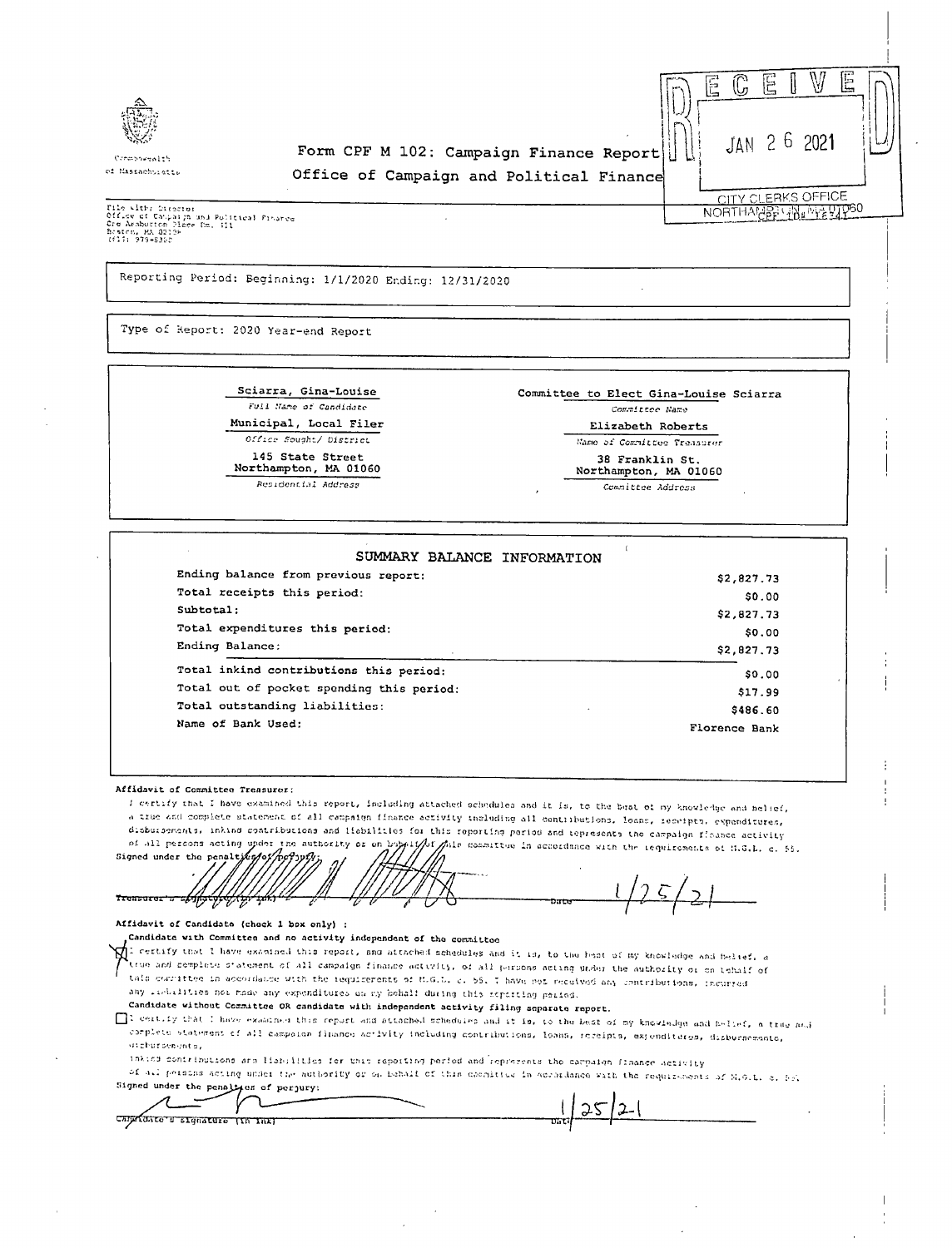Commonwealth of Massachusetts

# Form CPF M 102: Campaign Finance Report
## Office of Campaign and Political Finance

RECEIVED
JAN 26 2021
CITY CLERKS OFFICE
NORTHAMPTON, MA 01060
CPF ID# 16341

File with: Director
Office of Campaign and Political Finance
One Ashburton Place Rm. 411
Boston, MA 02108
(617) 979-8300

Reporting Period: Beginning: 1/1/2020 Ending: 12/31/2020

Type of Report: 2020 Year-end Report

| | |
|---|---|
| Sciarra, Gina-Louise | Committee to Elect Gina-Louise Sciarra |
| *Full Name of Candidate* | *Committee Name* |
| Municipal, Local Filer | Elizabeth Roberts |
| *Office Sought/ District* | *Name of Committee Treasurer* |
| 145 State Street<br>Northampton, MA 01060 | 38 Franklin St.<br>Northampton, MA 01060 |
| *Residential Address* | *Committee Address* |

### SUMMARY BALANCE INFORMATION

| | |
|---|---|
| Ending balance from previous report: | $2,827.73 |
| Total receipts this period: | $0.00 |
| Subtotal: | $2,827.73 |
| Total expenditures this period: | $0.00 |
| Ending Balance: | $2,827.73 |
| Total inkind contributions this period: | $0.00 |
| Total out of pocket spending this period: | $17.99 |
| Total outstanding liabilities: | $486.60 |
| Name of Bank Used: | Florence Bank |

**Affidavit of Committee Treasurer:**

I certify that I have examined this report, including attached schedules and it is, to the best of my knowledge and belief, a true and complete statement of all campaign finance activity including all contributions, loans, receipts, expenditures, disbursements, inkind contributions and liabilities for this reporting period and represents the campaign finance activity of all persons acting under the authority or on behalf of this committee in accordance with the requirements of M.G.L. c. 55.

Signed under the penalties of perjury:

Treasurer's Signature (in ink) _______________ Date 1/25/21

**Affidavit of Candidate (check 1 box only) :**

**Candidate with Committee and no activity independent of the committee**

☒ I certify that I have examined this report, and attached schedules and it is, to the best of my knowledge and belief, a true and complete statement of all campaign finance activity, of all persons acting under the authority or on behalf of this committee in accordance with the requirements of M.G.L. c. 55. I have not received any contributions, incurred any liabilities nor made any expenditures on my behalf during this reporting period.

**Candidate without Committee OR candidate with independent activity filing separate report.**

☐ I certify that I have examined this report and attached schedules and it is, to the best of my knowledge and belief, a true and complete statement of all campaign finance activity including contributions, loans, receipts, expenditures, disbursements, inkind contributions and liabilities for this reporting period and represents the campaign finance activity of all persons acting under the authority or on behalf of this committee in accordance with the requirements of M.G.L. c. 55.

Signed under the penalties of perjury:

Candidate's Signature (in ink) _______________ Date 1/25/21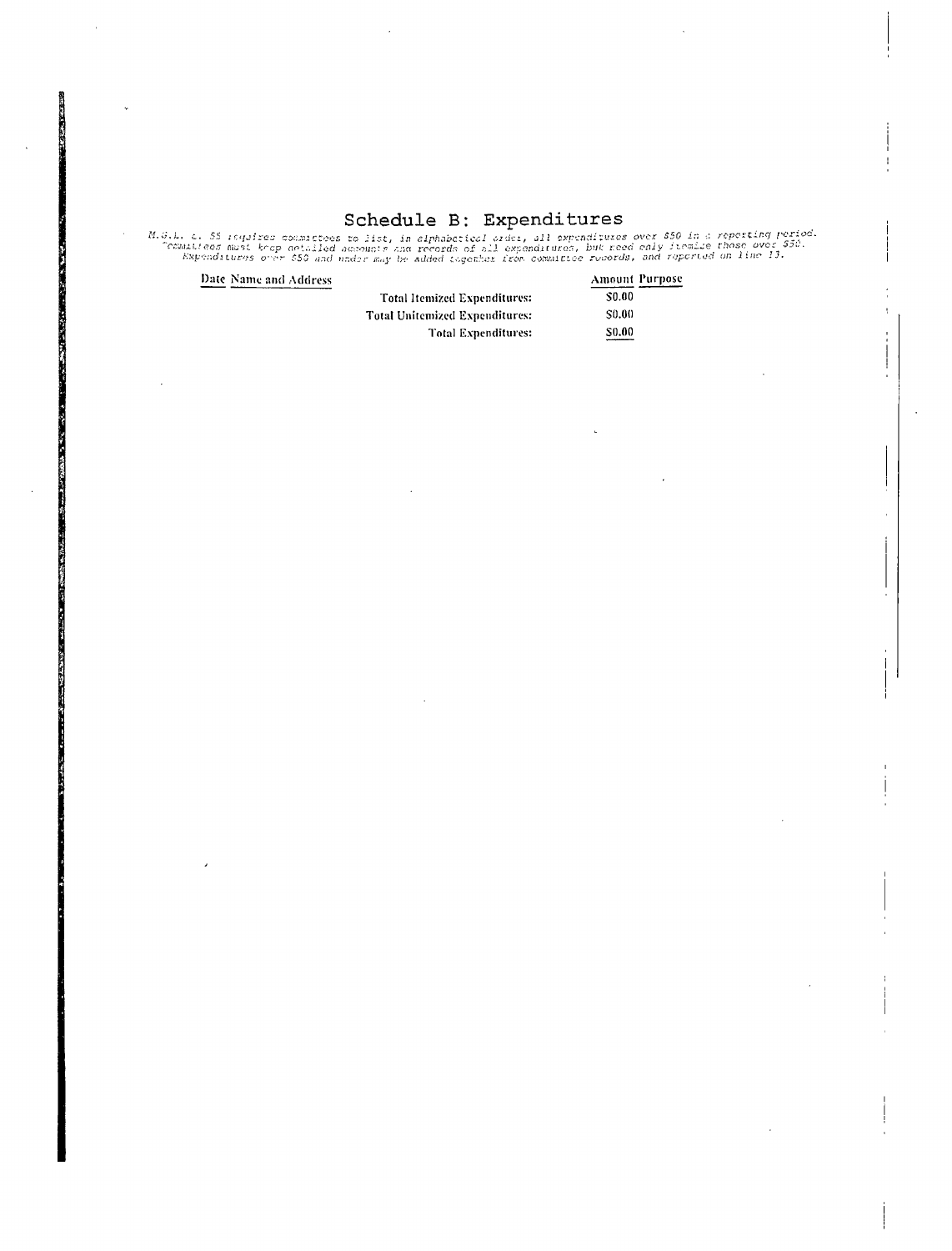# Schedule B: Expenditures

*M.G.L. c. 55 requires committees to list, in alphabetical order, all expenditures over $50 in a reporting period. Committees must keep detailed accounts and records of all expenditures, but need only itemize those over $50. Expenditures of $50 and under may be added together from committee records, and reported on line 13.*

| Date | Name and Address | | Amount | Purpose |
|---|---|---|---|---|
| | | Total Itemized Expenditures: | $0.00 | |
| | | Total Unitemized Expenditures: | $0.00 | |
| | | Total Expenditures: | $0.00 | |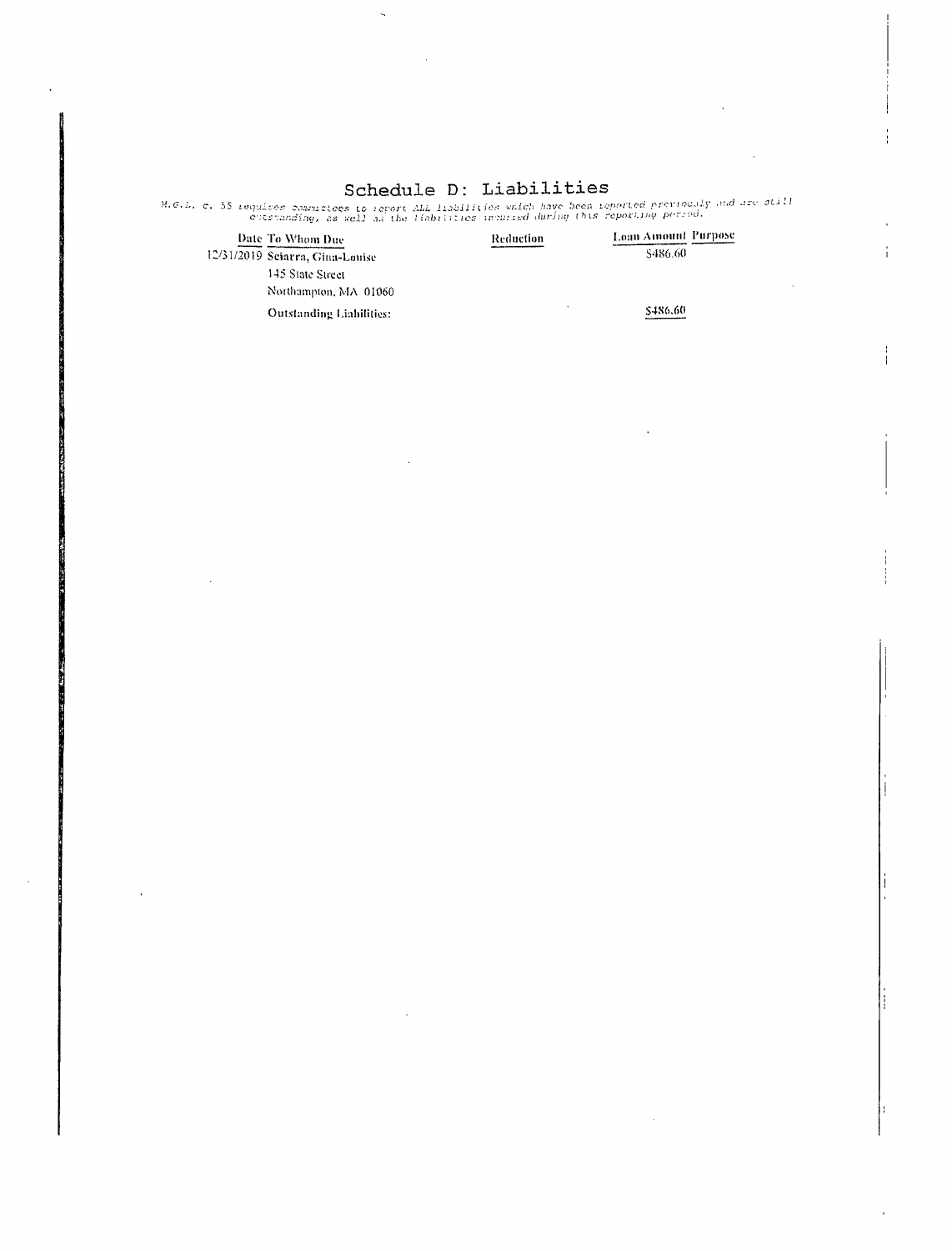# Schedule D: Liabilities

M.G.L. c. 55 requires committees to report ALL liabilities which have been reported previously and are still outstanding, as well as the liabilities incurred during this reporting period.

| Date | To Whom Due | Reduction | Loan Amount | Purpose |
|---|---|---|---|---|
| 12/31/2019 | Sciarra, Gina-Louise<br>145 State Street<br>Northampton, MA 01060 | | $486.60 | |
| | Outstanding Liabilities: | | $486.60 | |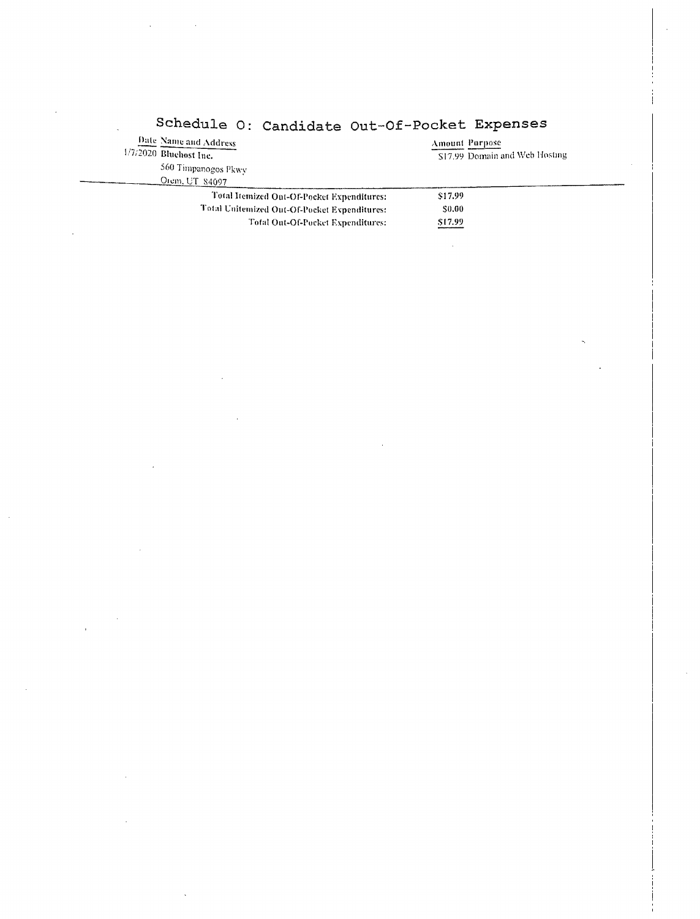# Schedule O: Candidate Out-Of-Pocket Expenses

| Date | Name and Address | Amount | Purpose |
|---|---|---|---|
| 1/7/2020 | **Bluehost Inc.**<br>560 Timpanogos Pkwy<br>Orem, UT 84097 | $17.99 | Domain and Web Hosting |

| | |
|---|---|
| **Total Itemized Out-Of-Pocket Expenditures:** | **$17.99** |
| **Total Unitemized Out-Of-Pocket Expenditures:** | **$0.00** |
| **Total Out-Of-Pocket Expenditures:** | **$17.99** |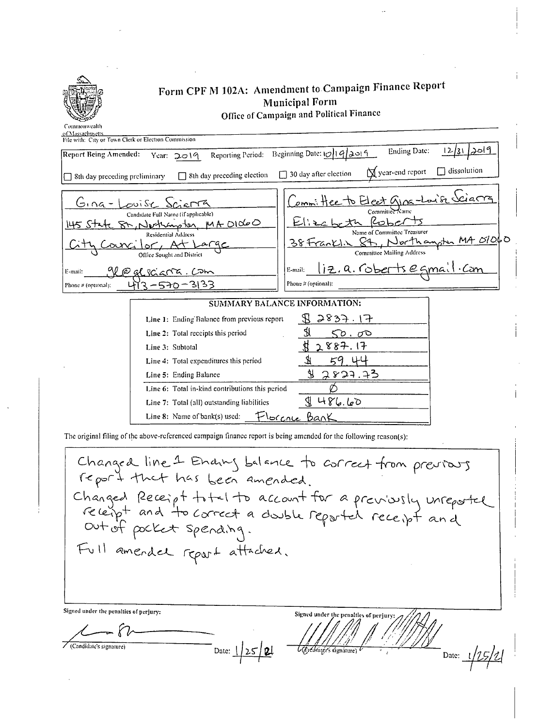Commonwealth of Massachusetts

# Form CPF M 102A: Amendment to Campaign Finance Report

## Municipal Form

### Office of Campaign and Political Finance

File with: City or Town Clerk or Election Commission

**Report Being Amended:** Year: 2019 Reporting Period: Beginning Date: 10/19/2019 Ending Date: 12/31/2019

- [ ] 8th day preceding preliminary
- [ ] 8th day preceding election
- [ ] 30 day after election
- [x] year-end report
- [ ] dissolution

| | |
|---|---|
| Gina-Louise Sciarra | Committee to Elect Gina-Louise Sciarra |
| Candidate Full Name (if applicable) | Committee Name |
| 145 State St, Northampton, MA 01060 | Elizabeth Roberts |
| Residential Address | Name of Committee Treasurer |
| City Councilor, At Large | 38 Franklin St, Northampton MA 01060 |
| Office Sought and District | Committee Mailing Address |
| E-mail: gl@glsciarra.com | E-mail: liz.a.roberts@gmail.com |
| Phone # (optional): 413-570-3133 | Phone # (optional): |

**SUMMARY BALANCE INFORMATION:**

| | |
|---|---|
| Line 1: Ending Balance from previous report | $ 2837.17 |
| Line 2: Total receipts this period | $ 50.00 |
| Line 3: Subtotal | $ 2887.17 |
| Line 4: Total expenditures this period | $ 59.44 |
| Line 5: Ending Balance | $ 2827.73 |
| Line 6: Total in-kind contributions this period | Ø |
| Line 7: Total (all) outstanding liabilities | $ 486.60 |
| Line 8: Name of bank(s) used: | Florence Bank |

The original filing of the above-referenced campaign finance report is being amended for the following reason(s):

Changed line 1 Ending balance to correct from previous report that has been amended.
Changed Receipt total to account for a previously unreported receipt and to correct a double reported receipt and out of pocket spending.
Full amended report attached.

Signed under the penalties of perjury: [signature] (Candidate's signature) Date: 1/25/21

Signed under the penalties of perjury: [signature] (Treasurer's signature) Date: 1/25/21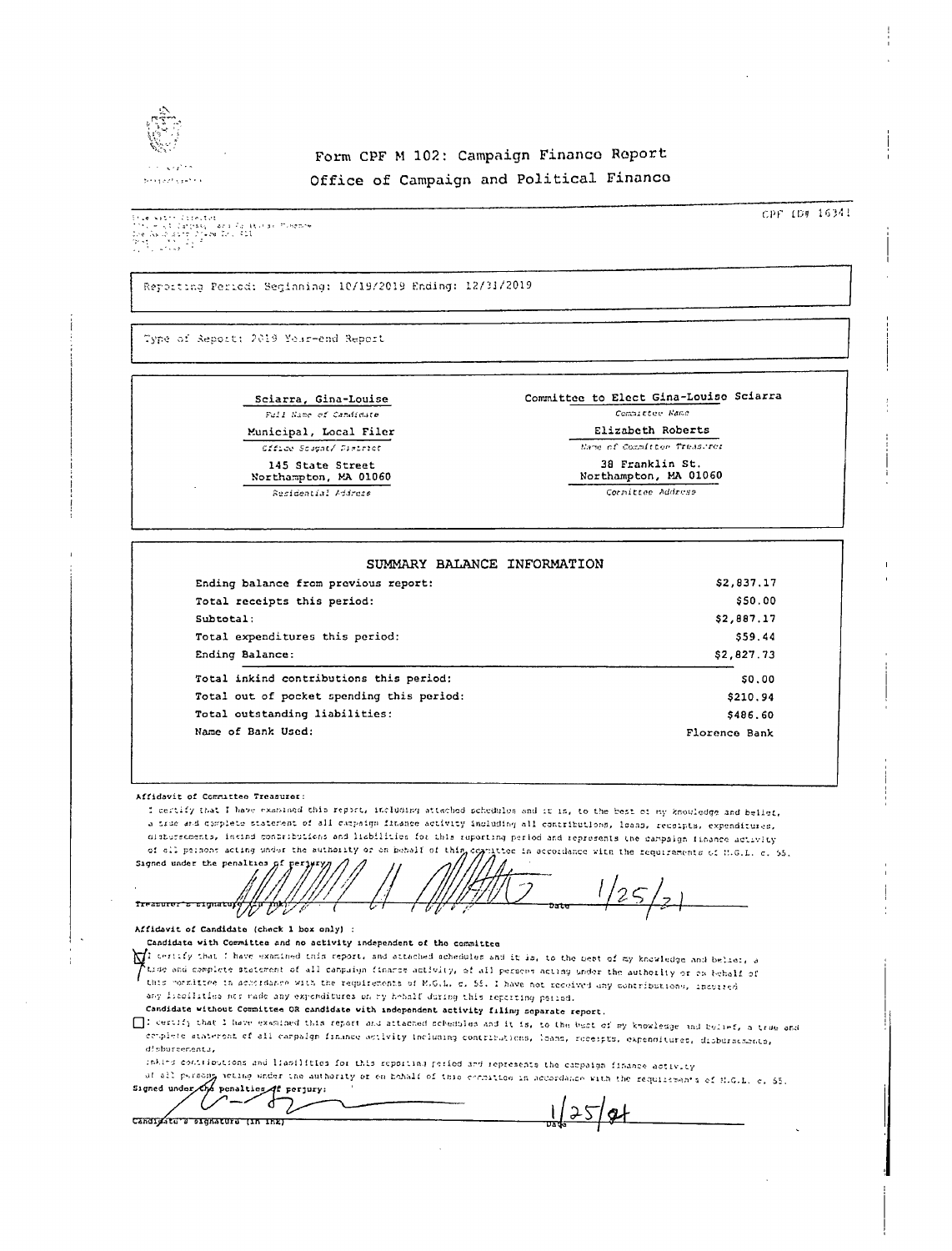# Form CPF M 102: Campaign Finance Report

## Office of Campaign and Political Finance

CPF ID# 16341

Reporting Period: Beginning: 10/19/2019 Ending: 12/31/2019

Type of Report: 2019 Year-end Report

| | |
|---|---|
| Sciarra, Gina-Louise | Committee to Elect Gina-Louise Sciarra |
| *Full Name of Candidate* | *Committee Name* |
| Municipal, Local Filer | Elizabeth Roberts |
| *Office Sought/ District* | *Name of Committee Treasurer* |
| 145 State Street<br>Northampton, MA 01060 | 38 Franklin St.<br>Northampton, MA 01060 |
| *Residential Address* | *Committee Address* |

### SUMMARY BALANCE INFORMATION

| | |
|---|---|
| Ending balance from previous report: | $2,837.17 |
| Total receipts this period: | $50.00 |
| Subtotal: | $2,887.17 |
| Total expenditures this period: | $59.44 |
| Ending Balance: | $2,827.73 |
| Total inkind contributions this period: | $0.00 |
| Total out of pocket spending this period: | $210.94 |
| Total outstanding liabilities: | $486.60 |
| Name of Bank Used: | Florence Bank |

**Affidavit of Committee Treasurer:**

I certify that I have examined this report, including attached schedules and it is, to the best of my knowledge and belief, a true and complete statement of all campaign finance activity including all contributions, loans, receipts, expenditures, disbursements, inkind contributions and liabilities for this reporting period and represents the campaign finance activity of all persons acting under the authority or on behalf of this committee in accordance with the requirements of M.G.L. c. 55.

Signed under the penalties of perjury:

Treasurer's signature (in ink) [signature] Date 1/25/21

**Affidavit of Candidate (check 1 box only) :**

**Candidate with Committee and no activity independent of the committee**

☒ I certify that I have examined this report, and attached schedules and it is, to the best of my knowledge and belief, a true and complete statement of all campaign finance activity, of all persons acting under the authority or on behalf of this committee in accordance with the requirements of M.G.L. c. 55. I have not received any contributions, incurred any liabilities nor made any expenditures on my behalf during this reporting period.

**Candidate without Committee OR candidate with independent activity filing separate report.**

☐ I certify that I have examined this report and attached schedules and it is, to the best of my knowledge and belief, a true and complete statement of all campaign finance activity including contributions, loans, receipts, expenditures, disbursements, inkind contributions and liabilities for this reporting period and represents the campaign finance activity of all persons acting under the authority or on behalf of this committee in accordance with the requirements of M.G.L. c. 55.

Signed under the penalties of perjury:

Candidate's signature (in ink) [signature] Date 1/25/21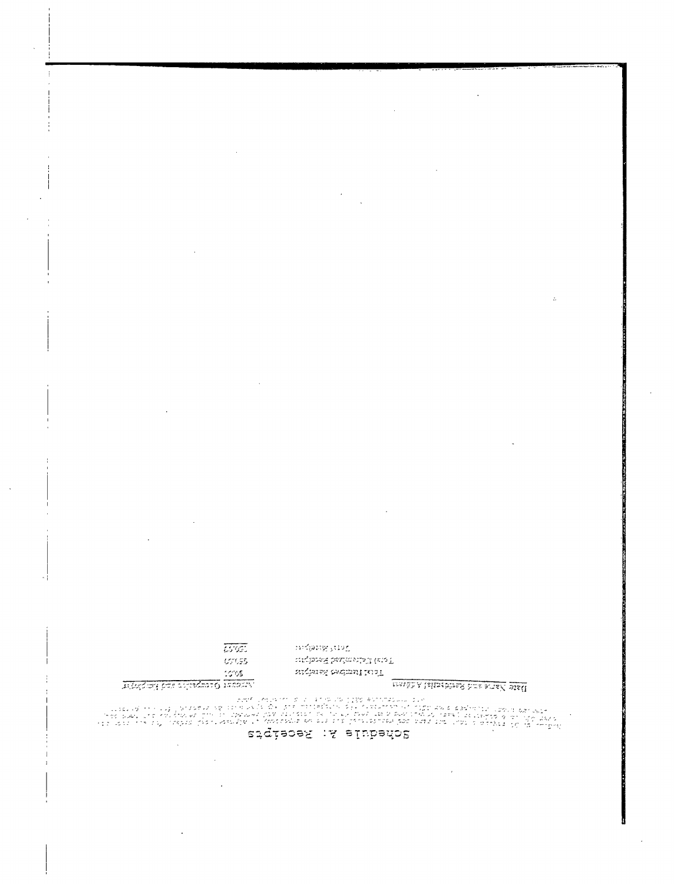# Schedule A: Receipts

| Date | Name and Residential Address | Amount | Occupation and Employer |
|---|---|---|---|
| | Total Itemized Receipts | 5401 | |
| | Total Unitemized Receipts | 5550 | |
| | Total Receipts | 10951 | |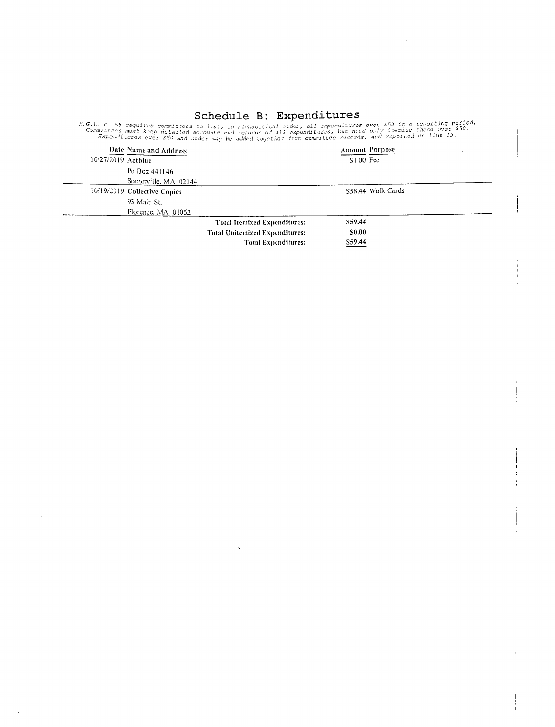# Schedule B: Expenditures

*M.G.L. c. 55 requires committees to list, in alphabetical order, all expenditures over $50 in a reporting period. Committees must keep detailed accounts and records of all expenditures, but need only itemize those over $50. Expenditures over $50 and under may be added together from committee records, and reported on line 13.*

| Date | Name and Address | Amount | Purpose |
|---|---|---|---|
| 10/27/2019 | **Actblue**<br>Po Box 441146<br>Somerville, MA 02144 | $1.00 | Fee |
| 10/19/2019 | **Collective Copies**<br>93 Main St.<br>Florence, MA 01062 | $58.44 | Walk Cards |

| | |
|---|---|
| **Total Itemized Expenditures:** | **$59.44** |
| **Total Unitemized Expenditures:** | **$0.00** |
| **Total Expenditures:** | **$59.44** |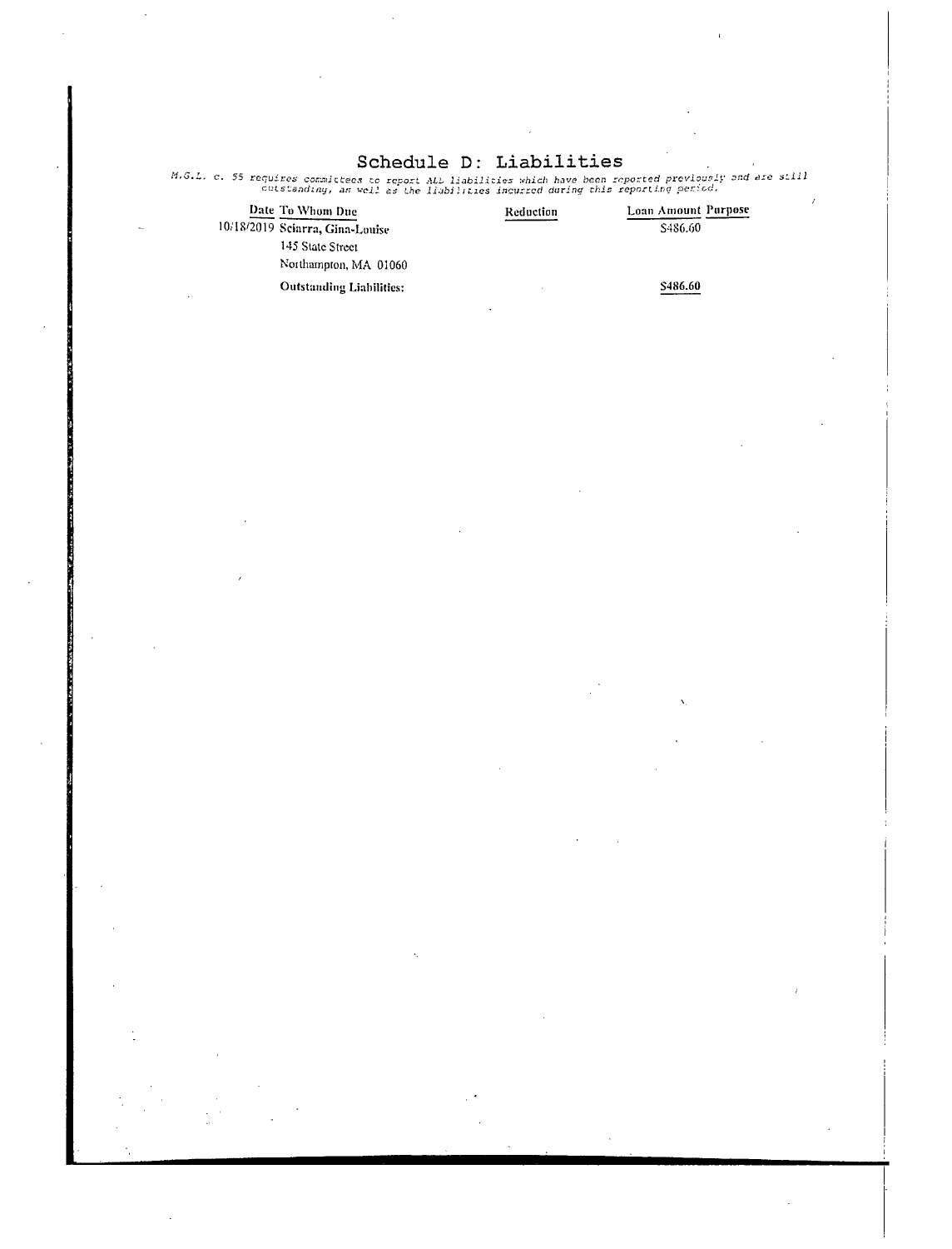# Schedule D: Liabilities

*M.G.L. c. 55 requires committees to report ALL liabilities which have been reported previously and are still outstanding, as well as the liabilities incurred during this reporting period.*

| Date | To Whom Due | Reduction | Loan Amount | Purpose |
|---|---|---|---|---|
| 10/18/2019 | **Sciarra, Gina-Louise**<br>145 State Street<br>Northampton, MA 01060 | | $486.60 | |
| | **Outstanding Liabilities:** | | **$486.60** | |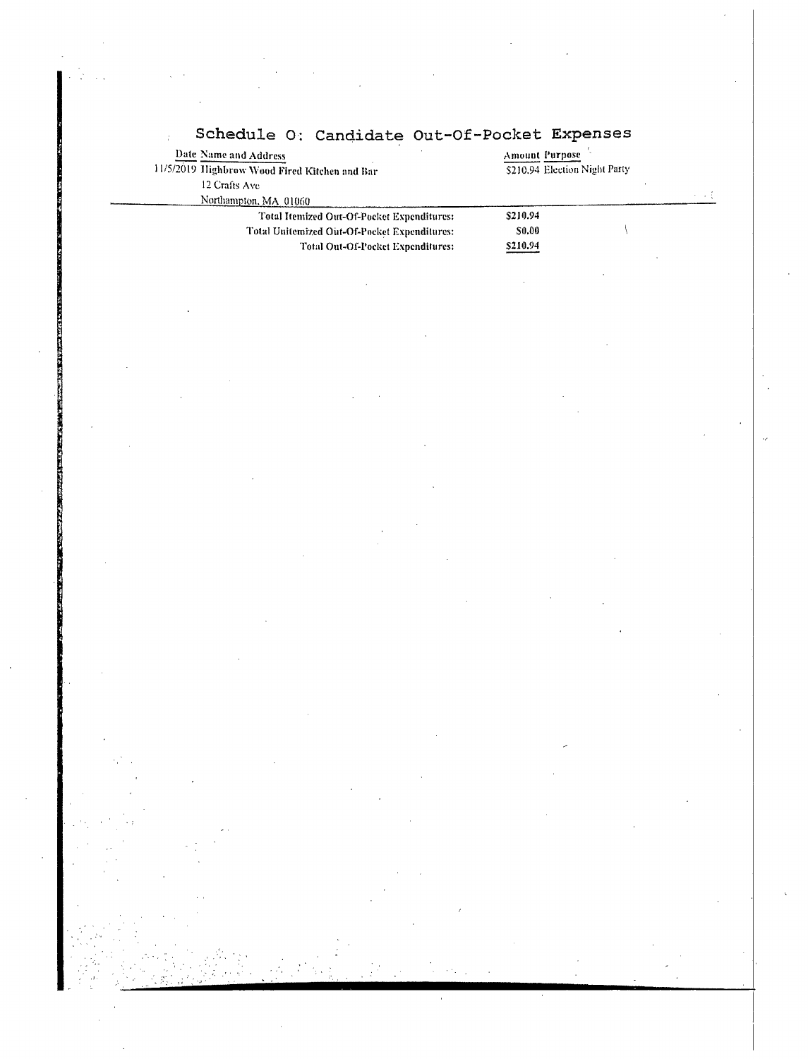# Schedule O: Candidate Out-Of-Pocket Expenses

| Date | Name and Address | Amount | Purpose |
|---|---|---|---|
| 11/5/2019 | Highbrow Wood Fired Kitchen and Bar<br>12 Crafts Ave<br>Northampton, MA 01060 | $210.94 | Election Night Party |

| | |
|---|---|
| **Total Itemized Out-Of-Pocket Expenditures:** | **$210.94** |
| **Total Unitemized Out-Of-Pocket Expenditures:** | **$0.00** |
| **Total Out-Of-Pocket Expenditures:** | **$210.94** |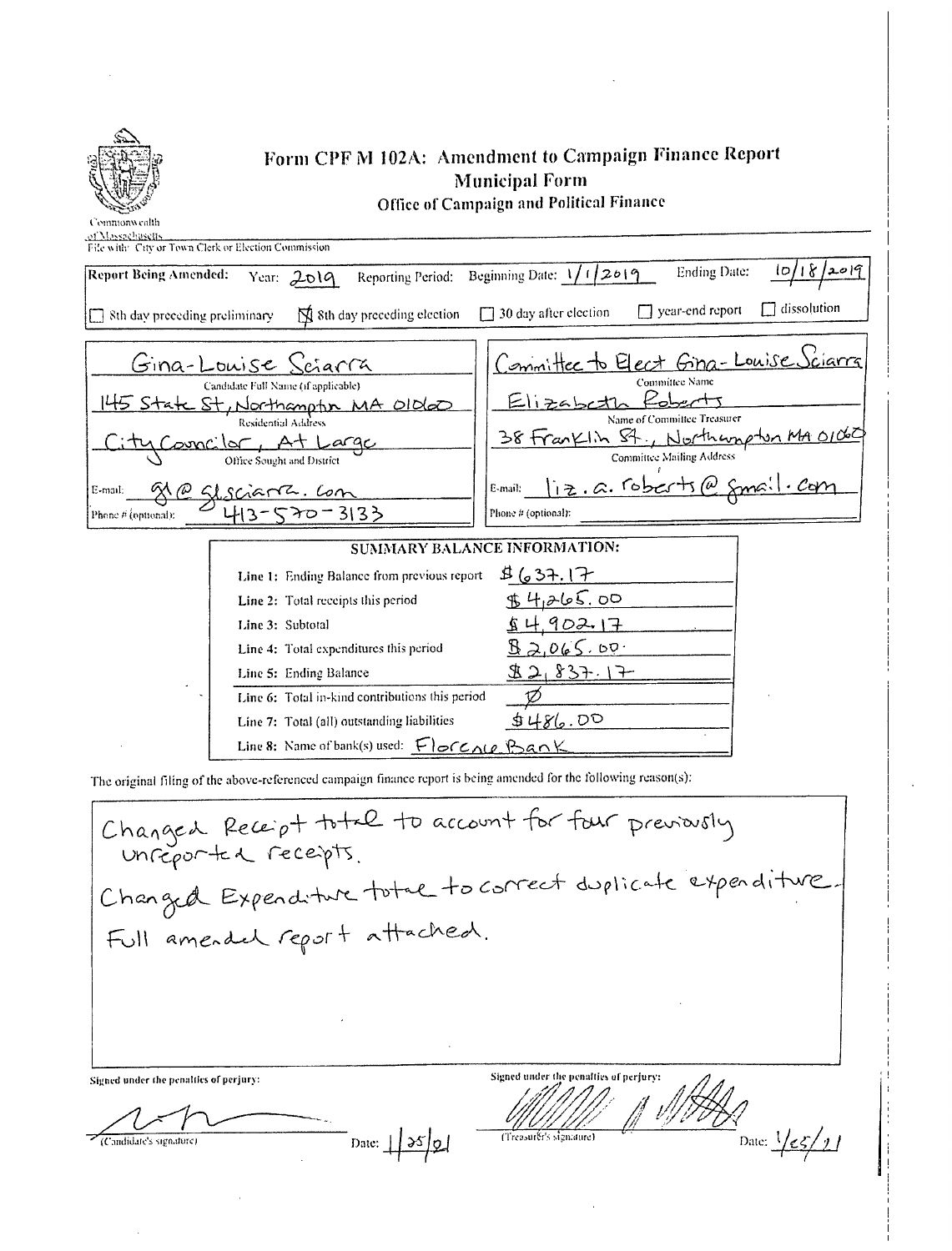Commonwealth of Massachusetts

# Form CPF M 102A: Amendment to Campaign Finance Report

## Municipal Form

### Office of Campaign and Political Finance

File with: City or Town Clerk or Election Commission

**Report Being Amended:** Year: 2019 Reporting Period: Beginning Date: 1/1/2019 Ending Date: 10/18/2019

☐ 8th day preceding preliminary ☒ 8th day preceding election ☐ 30 day after election ☐ year-end report ☐ dissolution

| | |
|---|---|
| Gina-Louise Sciarra | Committee to Elect Gina-Louise Sciarra |
| Candidate Full Name (if applicable) | Committee Name |
| 145 State St, Northampton MA 01060 | Elizabeth Roberts |
| Residential Address | Name of Committee Treasurer |
| City Councilor, At Large | 38 Franklin St., Northampton MA 01060 |
| Office Sought and District | Committee Mailing Address |
| E-mail: gl@glsciarra.com | E-mail: liz.a.roberts@gmail.com |
| Phone # (optional): 413-570-3133 | Phone # (optional): |

**SUMMARY BALANCE INFORMATION:**

| | |
|---|---|
| Line 1: Ending Balance from previous report | $637.17 |
| Line 2: Total receipts this period | $4,265.00 |
| Line 3: Subtotal | $4,902.17 |
| Line 4: Total expenditures this period | $2,065.00 |
| Line 5: Ending Balance | $2,837.17 |
| Line 6: Total in-kind contributions this period | Ø |
| Line 7: Total (all) outstanding liabilities | $486.00 |
| Line 8: Name of bank(s) used: | Florence Bank |

The original filing of the above-referenced campaign finance report is being amended for the following reason(s):

Changed Receipt total to account for four previously unreported receipts.
Changed Expenditure total to correct duplicate expenditure.
Full amended report attached.

Signed under the penalties of perjury: (Candidate's signature) Date: 1/25/21

Signed under the penalties of perjury: (Treasurer's signature) Date: 1/25/21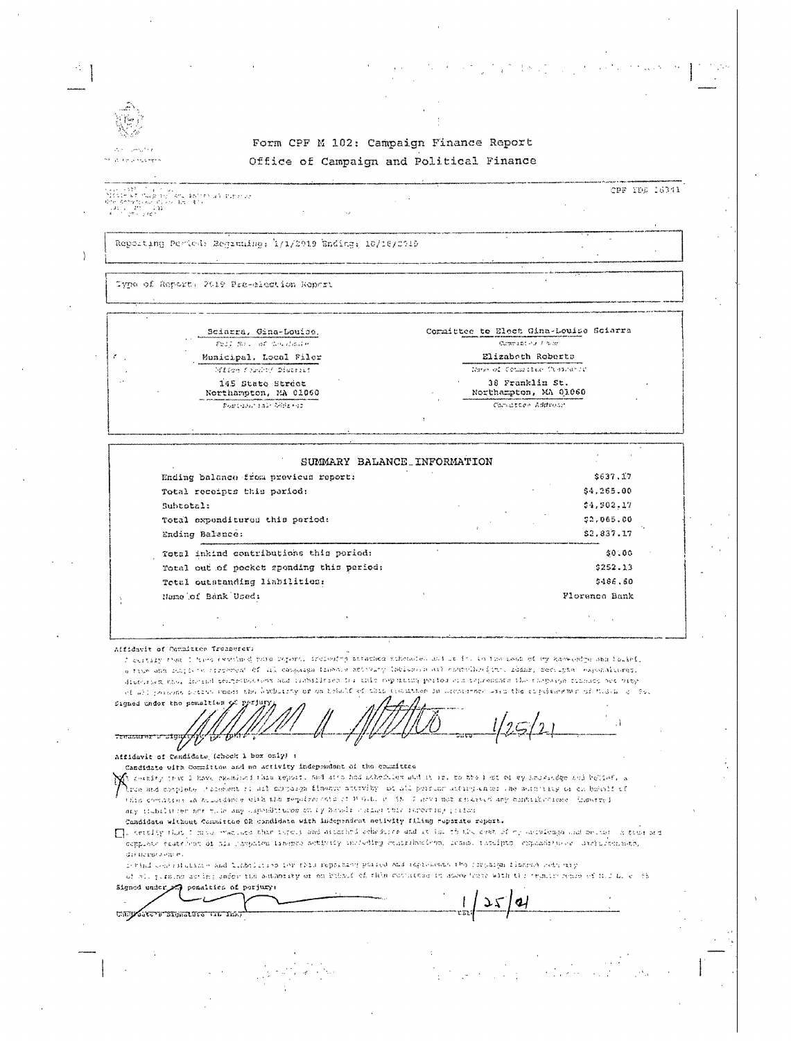# Form CPF M 102: Campaign Finance Report

## Office of Campaign and Political Finance

CPF ID# 16341

Reporting Period: Beginning: 1/1/2019 Ending: 10/18/2019

Type of Report: 2019 Pre-election Report

| | |
|---|---|
| Sciarra, Gina-Louise | Committee to Elect Gina-Louise Sciarra |
| Full Name of Candidate | Committee Name |
| Municipal, Local Filer | Elizabeth Roberts |
| Office Sought/District | Name of Committee Treasurer |
| 145 State Street<br>Northampton, MA 01060 | 38 Franklin St.<br>Northampton, MA 01060 |
| Residential Address | Committee Address |

### SUMMARY BALANCE INFORMATION

| | |
|---|---|
| Ending balance from previous report: | $637.17 |
| Total receipts this period: | $4,265.00 |
| Subtotal: | $4,902.17 |
| Total expenditures this period: | $2,065.00 |
| Ending Balance: | $2,837.17 |
| Total inkind contributions this period: | $0.00 |
| Total out of pocket spending this period: | $252.13 |
| Total outstanding liabilities: | $466.60 |
| Name of Bank Used: | Florence Bank |

**Affidavit of Committee Treasurer:**

I certify that I have examined this report, including attached schedules and it is, to the best of my knowledge and belief, a true and complete statement of all campaign finance activity (including all contributions, loans, receipts, expenditures, disbursements, inkind contributions and liabilities) for this reporting period and represents the campaign finance activity of all persons acting under the authority or on behalf of this committee in accordance with the requirements of M.G.L. c. 55.

Signed under the penalties of perjury.

Treasurer's Signature (in ink) Date 1/25/21

**Affidavit of Candidate (check 1 box only):**

**Candidate with Committee and no activity independent of the committee**

[X] I certify that I have examined this report, including attached schedules and it is, to the best of my knowledge and belief, a true and complete statement of all campaign finance activity of all persons acting under the authority or on behalf of this committee in accordance with the requirements of M.G.L. c. 55. I have not received any contributions, incurred any liabilities nor made any expenditures on my behalf during this reporting period.

**Candidate without Committee OR candidate with independent activity filing separate report.**

[ ] I certify that I have examined this report and attached schedules and it is, to the best of my knowledge and belief, a true and complete statement of all campaign finance activity including contributions, loans, receipts, expenditures, disbursements, inkind contributions and liabilities for this reporting period and represents the campaign finance activity of all persons acting under the authority or on behalf of this committee in accordance with the requirements of M.G.L. c. 55.

Signed under the penalties of perjury:

Candidate's Signature (in ink) Date 1/25/21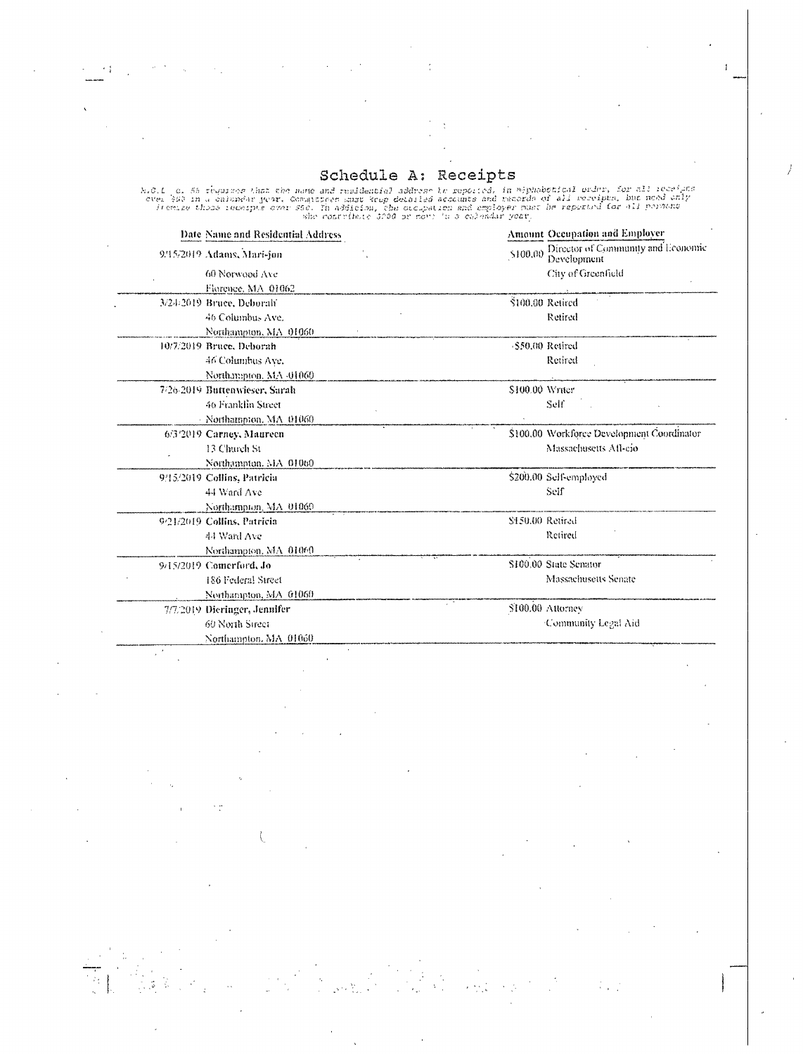# Schedule A: Receipts

M.G.L. c. 55 requires that the name and residential address be reported, in alphabetical order, for all receipts over $50 in a calendar year. Committees must keep detailed accounts and records of all receipts, but need only itemize those receipts over $50. In addition, the occupation and employer must be reported for all persons who contribute $200 or more in a calendar year.

| Date | Name and Residential Address | Amount | Occupation and Employer |
|---|---|---|---|
| 9/15/2019 | **Adams, Mari-jon**<br>60 Norwood Ave<br>Florence, MA 01062 | $100.00 | Director of Community and Economic Development<br>City of Greenfield |
| 3/24/2019 | **Bruce, Deborah**<br>46 Columbus Ave.<br>Northampton, MA 01060 | $100.00 | Retired<br>Retired |
| 10/7/2019 | **Bruce, Deborah**<br>46 Columbus Ave.<br>Northampton, MA 01060 | $50.00 | Retired<br>Retired |
| 7/26/2019 | **Buttenwieser, Sarah**<br>46 Franklin Street<br>Northampton, MA 01060 | $100.00 | Writer<br>Self |
| 6/3/2019 | **Carney, Maureen**<br>13 Church St<br>Northampton, MA 01060 | $100.00 | Workforce Development Coordinator<br>Massachusetts Afl-cio |
| 9/15/2019 | **Collins, Patricia**<br>44 Ward Ave<br>Northampton, MA 01060 | $200.00 | Self-employed<br>Self |
| 9/21/2019 | **Collins, Patricia**<br>44 Ward Ave<br>Northampton, MA 01060 | $150.00 | Retired<br>Retired |
| 9/15/2019 | **Comerford, Jo**<br>186 Federal Street<br>Northampton, MA 01060 | $100.00 | State Senator<br>Massachusetts Senate |
| 7/7/2019 | **Dieringer, Jennifer**<br>60 North Street<br>Northampton, MA 01060 | $100.00 | Attorney<br>Community Legal Aid |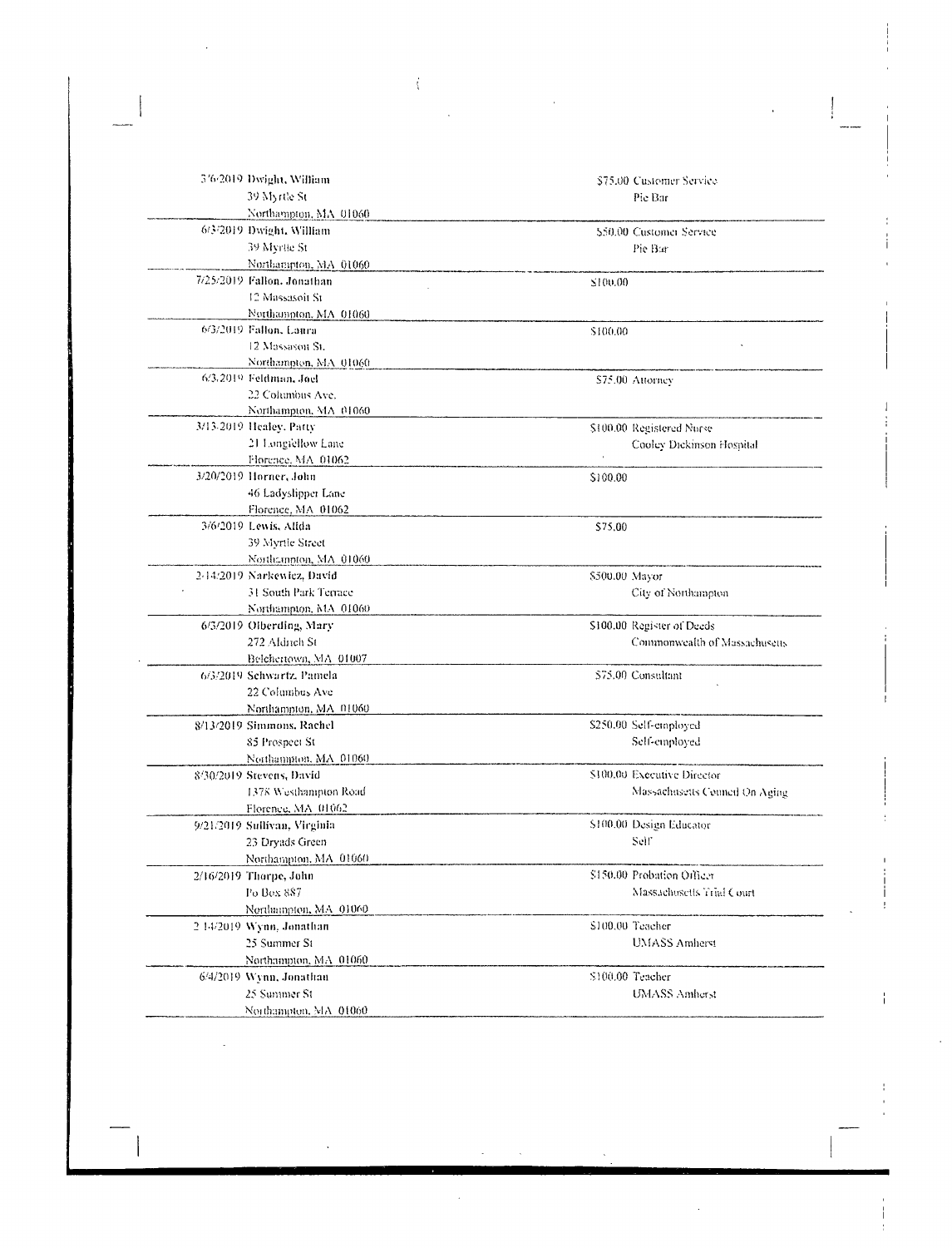| Date | Name / Address | Amount | Occupation / Employer |
|---|---|---|---|
| 3/6/2019 | Dwight, William<br>39 Myrtle St<br>Northampton, MA 01060 | $75.00 | Customer Service<br>Pie Bar |
| 6/3/2019 | Dwight, William<br>39 Myrtle St<br>Northampton, MA 01060 | $50.00 | Customer Service<br>Pie Bar |
| 7/25/2019 | Fallon, Jonathan<br>12 Massasoit St<br>Northampton, MA 01060 | $100.00 | |
| 6/3/2019 | Fallon, Laura<br>12 Massasoit St.<br>Northampton, MA 01060 | $100.00 | |
| 6/3/2019 | Feldman, Joel<br>22 Columbus Ave.<br>Northampton, MA 01060 | $75.00 | Attorney |
| 3/13/2019 | Healey, Patty<br>21 Longfellow Lane<br>Florence, MA 01062 | $100.00 | Registered Nurse<br>Cooley Dickinson Hospital |
| 3/20/2019 | Horner, John<br>46 Ladyslipper Lane<br>Florence, MA 01062 | $100.00 | |
| 3/6/2019 | Lewis, Alida<br>39 Myrtle Street<br>Northampton, MA 01060 | $75.00 | |
| 2/14/2019 | Narkewicz, David<br>31 South Park Terrace<br>Northampton, MA 01060 | $500.00 | Mayor<br>City of Northampton |
| 6/3/2019 | Olberding, Mary<br>272 Aldrich St<br>Belchertown, MA 01007 | $100.00 | Register of Deeds<br>Commonwealth of Massachusetts |
| 6/3/2019 | Schwartz, Pamela<br>22 Columbus Ave<br>Northampton, MA 01060 | $75.00 | Consultant |
| 8/13/2019 | Simmons, Rachel<br>85 Prospect St<br>Northampton, MA 01060 | $250.00 | Self-employed<br>Self-employed |
| 8/30/2019 | Stevens, David<br>1378 Westhampton Road<br>Florence, MA 01062 | $100.00 | Executive Director<br>Massachusetts Council On Aging |
| 9/21/2019 | Sullivan, Virginia<br>23 Dryads Green<br>Northampton, MA 01060 | $100.00 | Design Educator<br>Self |
| 2/16/2019 | Thorpe, John<br>Po Box 887<br>Northampton, MA 01060 | $150.00 | Probation Officer<br>Massachusetts Trial Court |
| 2/14/2019 | Wynn, Jonathan<br>25 Summer St<br>Northampton, MA 01060 | $100.00 | Teacher<br>UMASS Amherst |
| 6/4/2019 | Wynn, Jonathan<br>25 Summer St<br>Northampton, MA 01060 | $100.00 | Teacher<br>UMASS Amherst |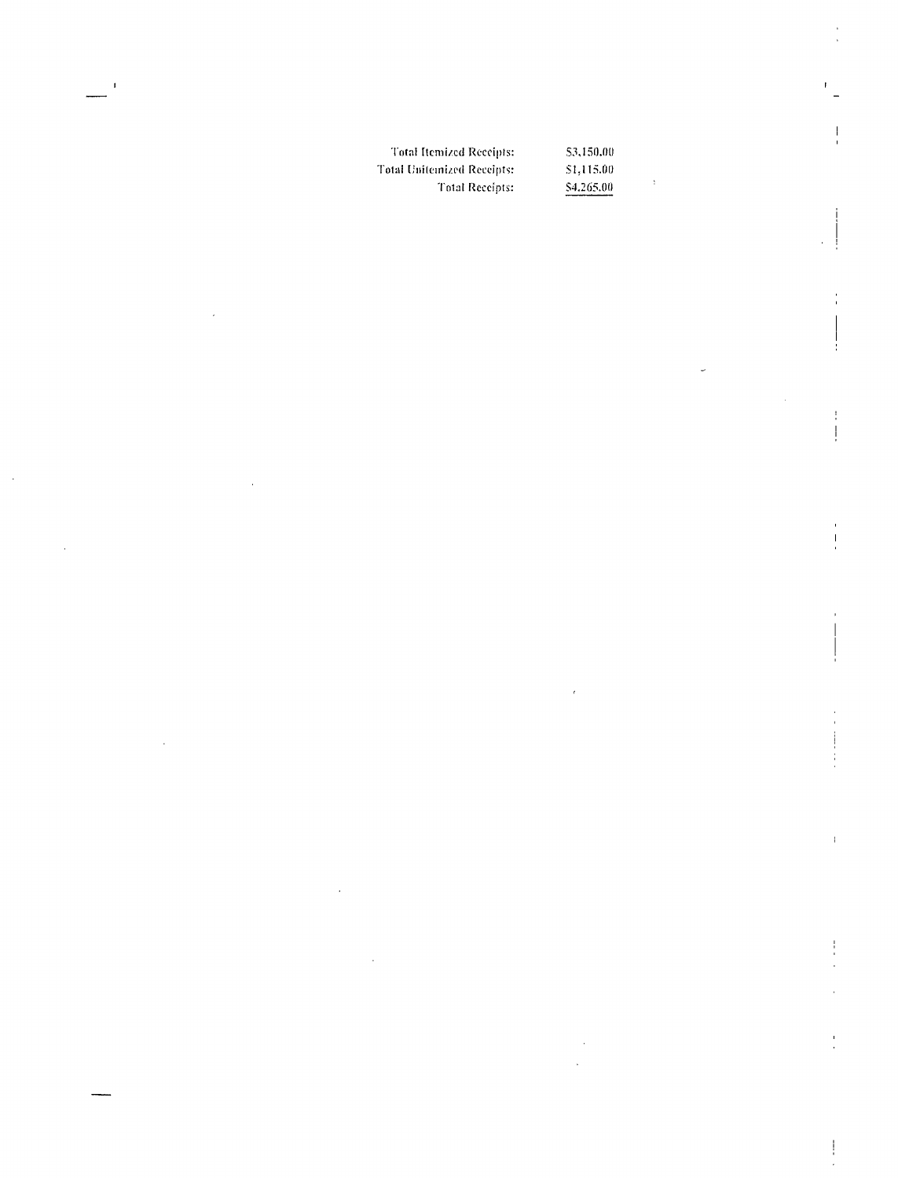| | |
|---|---|
| Total Itemized Receipts: | $3,150.00 |
| Total Unitemized Receipts: | $1,115.00 |
| Total Receipts: | $4,265.00 |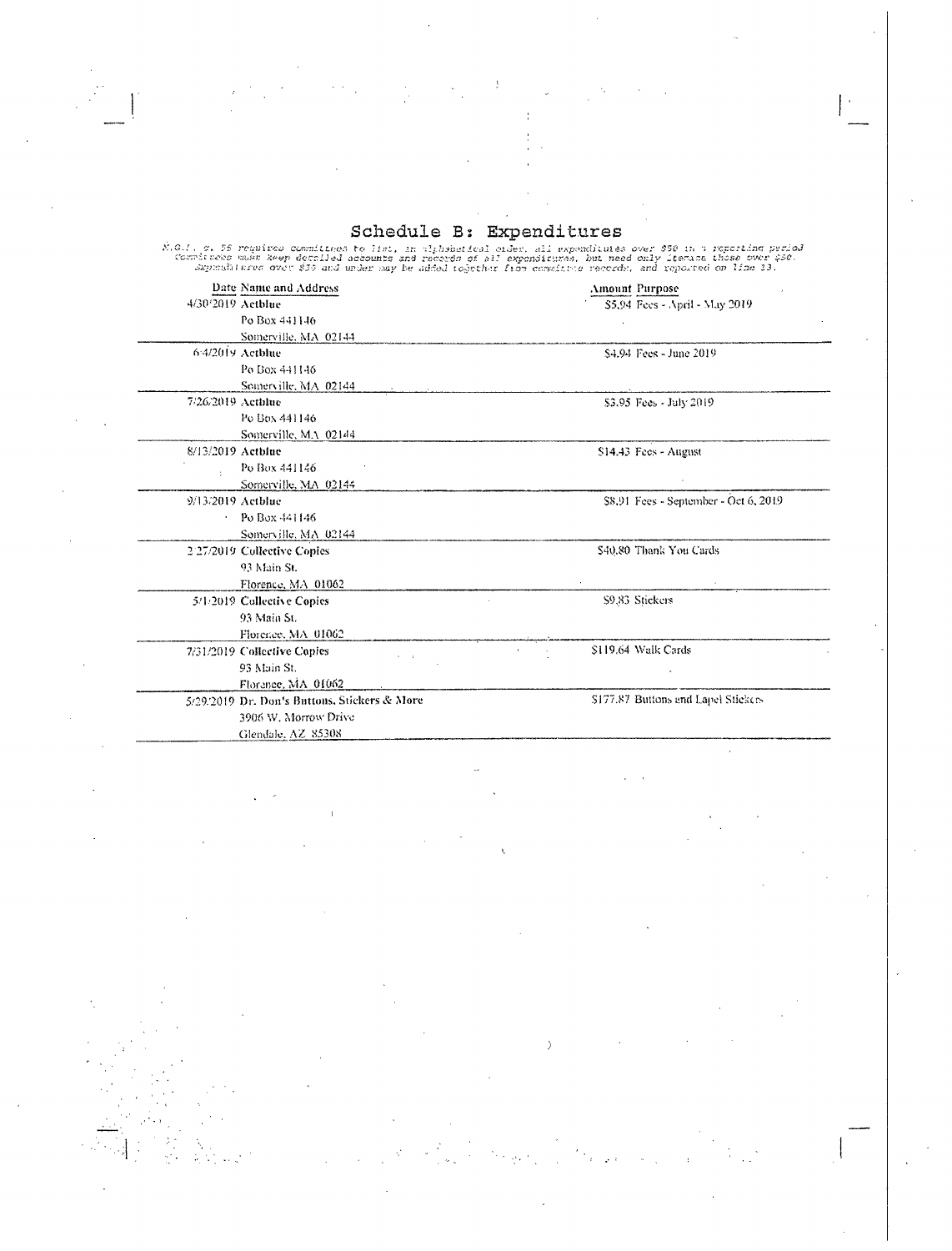# Schedule B: Expenditures

M.G.L. c. 55 requires committees to list, in alphabetical order, all expenditures over $50 in a reporting period. Committees must keep detailed accounts and records of all expenditures, but need only itemize those over $50. Expenditures over $50 and under may be added together from committee records, and reported on line 13.

| Date | Name and Address | Amount | Purpose |
|---|---|---|---|
| 4/30/2019 | **Actblue**<br>Po Box 441146<br>Somerville, MA 02144 | $5.94 | Fees - April - May 2019 |
| 6/4/2019 | **Actblue**<br>Po Box 441146<br>Somerville, MA 02144 | $4.94 | Fees - June 2019 |
| 7/26/2019 | **Actblue**<br>Po Box 441146<br>Somerville, MA 02144 | $3.95 | Fees - July 2019 |
| 8/13/2019 | **Actblue**<br>Po Box 441146<br>Somerville, MA 02144 | $14.43 | Fees - August |
| 9/13/2019 | **Actblue**<br>Po Box 441146<br>Somerville, MA 02144 | $8.91 | Fees - September - Oct 6, 2019 |
| 2/27/2019 | **Collective Copies**<br>93 Main St.<br>Florence, MA 01062 | $40.80 | Thank You Cards |
| 5/1/2019 | **Collective Copies**<br>93 Main St.<br>Florence, MA 01062 | $9.83 | Stickers |
| 7/31/2019 | **Collective Copies**<br>93 Main St.<br>Florence, MA 01062 | $119.64 | Walk Cards |
| 5/29/2019 | **Dr. Don's Buttons, Stickers & More**<br>3906 W. Morrow Drive<br>Glendale, AZ 85308 | $177.87 | Buttons and Lapel Stickers |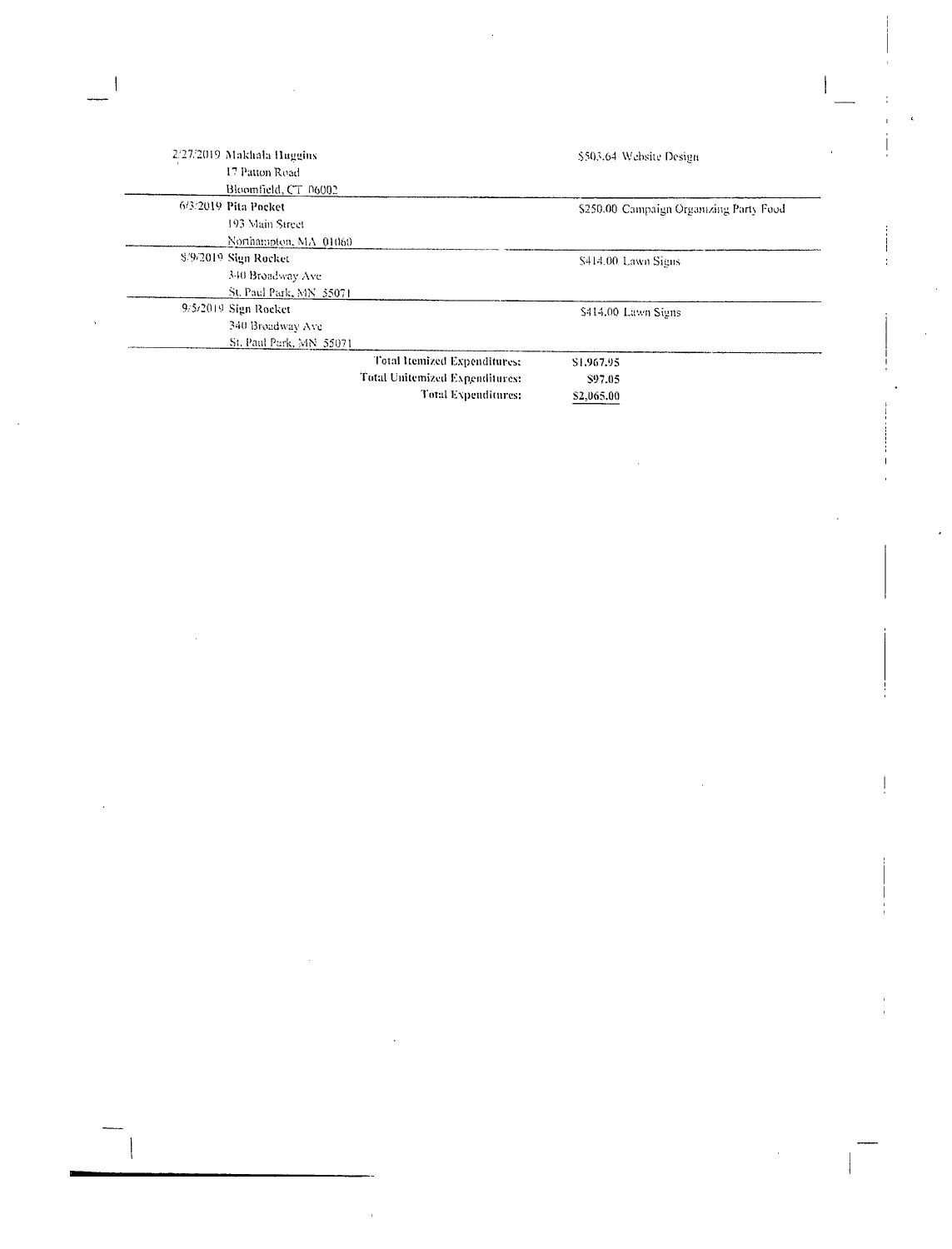| Date | Payee | Amount / Purpose |
|---|---|---|
| 2/27/2019 | Makhala Huggins<br>17 Patton Road<br>Bloomfield, CT 06002 | $503.64 Website Design |
| 6/3/2019 | **Pita Pocket**<br>193 Main Street<br>Northampton, MA 01060 | $250.00 Campaign Organizing Party Food |
| 8/9/2019 | **Sign Rocket**<br>340 Broadway Ave<br>St. Paul Park, MN 55071 | $414.00 Lawn Signs |
| 9/5/2019 | Sign Rocket<br>340 Broadway Ave<br>St. Paul Park, MN 55071 | $414.00 Lawn Signs |

| | |
|---|---|
| **Total Itemized Expenditures:** | $1,967.95 |
| **Total Unitemized Expenditures:** | $97.05 |
| **Total Expenditures:** | $2,065.00 |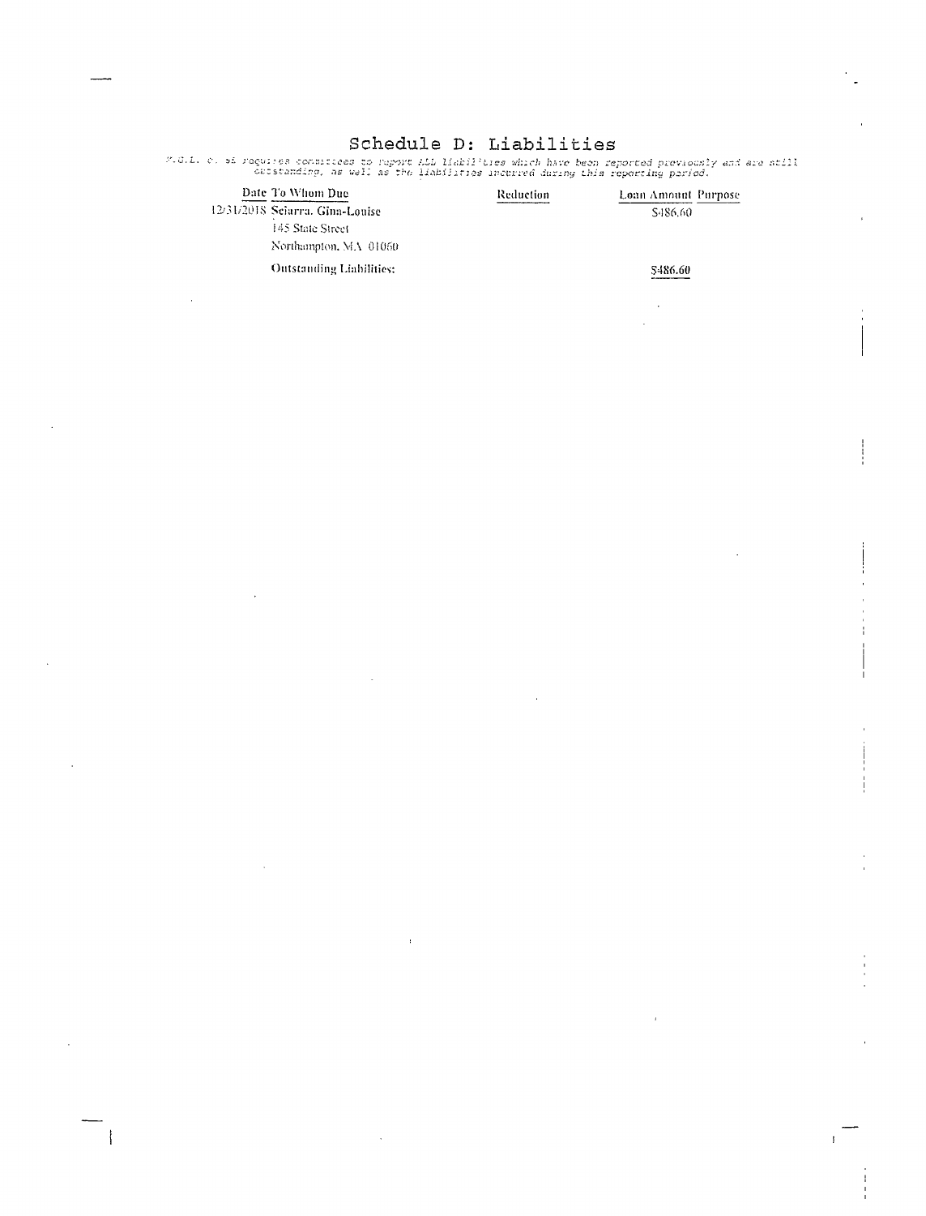# Schedule D: Liabilities

M.G.L. c. 55 requires committees to report ALL liabilities which have been reported previously and are still outstanding, as well as the liabilities incurred during this reporting period.

| Date | To Whom Due | Reduction | Loan Amount | Purpose |
|---|---|---|---|---|
| 12/31/2018 | Sciarra, Gina-Louise<br>145 State Street<br>Northampton, MA 01060 | | $486.60 | |
| | **Outstanding Liabilities:** | | **$486.60** | |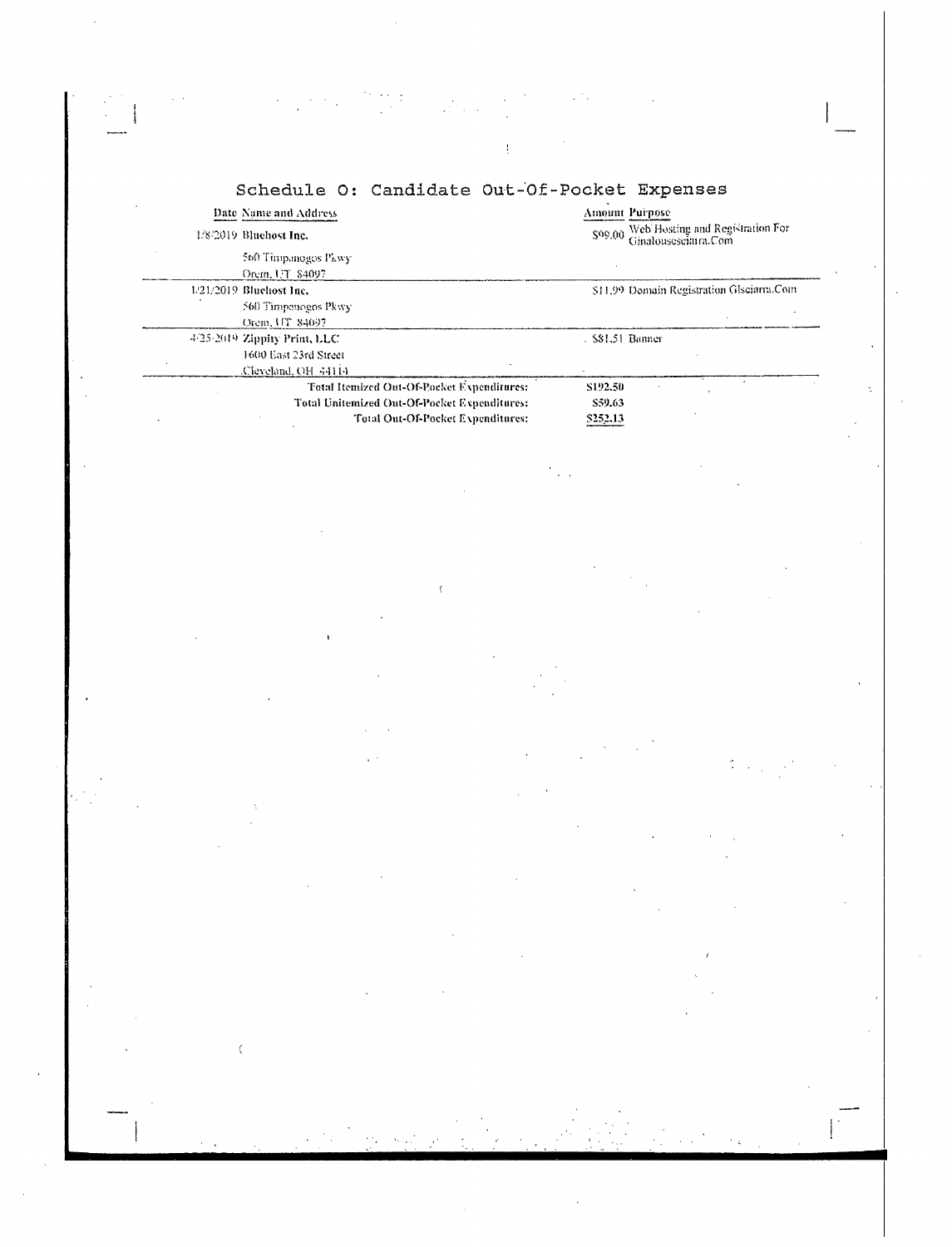# Schedule O: Candidate Out-Of-Pocket Expenses

| Date | Name and Address | Amount | Purpose |
|---|---|---|---|
| 1/8/2019 | **Bluehost Inc.**<br>560 Timpanogos Pkwy<br>Orem, UT 84097 | $99.00 | Web Hosting and Registration For Ginalouseciarra.Com |
| 1/21/2019 | **Bluehost Inc.**<br>560 Timpanogos Pkwy<br>Orem, UT 84097 | $11.99 | Domain Registration Glsciarra.Com |
| 4/25/2019 | **Zippity Print, LLC**<br>1600 East 23rd Street<br>Cleveland, OH 44114 | $81.51 | Banner |
| | **Total Itemized Out-Of-Pocket Expenditures:** | **$192.50** | |
| | **Total Unitemized Out-Of-Pocket Expenditures:** | **$59.63** | |
| | **Total Out-Of-Pocket Expenditures:** | **$252.13** | |